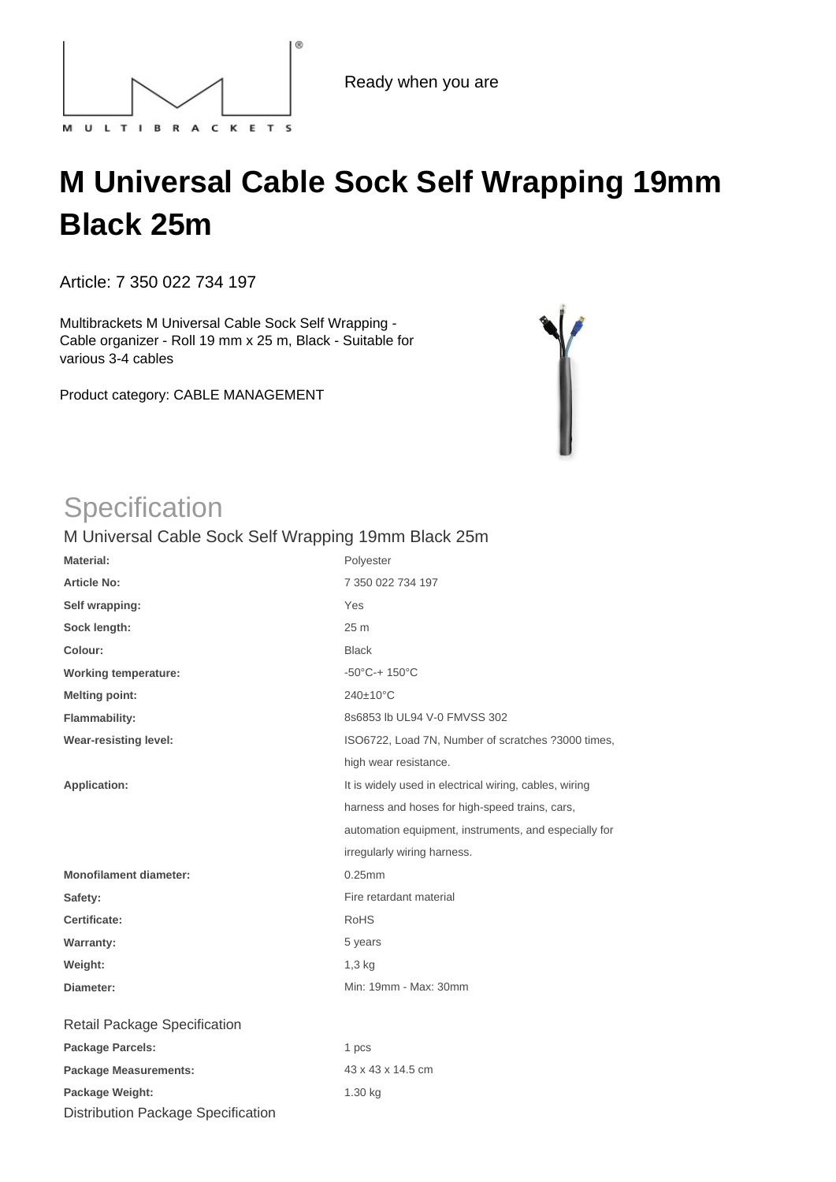Ready when you are

# M Universal Cable Sock Self Wrapping 19mm Black 25m

Article: 7 350 022 734 197

Multibrackets M Universal Cable Sock Self Wrapping - Cable organizer - Roll 19 mm x 25 m, Black - Suitable for various 3-4 cables

Product category: CABLE MANAGEMENT

## Specification

### M Universal Cable Sock Self Wrapping 19mm Black 25m

| | |
|---|---|
| **Material:** | Polyester |
| **Article No:** | 7 350 022 734 197 |
| **Self wrapping:** | Yes |
| **Sock length:** | 25 m |
| **Colour:** | Black |
| **Working temperature:** | -50°C-+ 150°C |
| **Melting point:** | 240±10°C |
| **Flammability:** | 8s6853 lb UL94 V-0 FMVSS 302 |
| **Wear-resisting level:** | ISO6722, Load 7N, Number of scratches ?3000 times, high wear resistance. |
| **Application:** | It is widely used in electrical wiring, cables, wiring harness and hoses for high-speed trains, cars, automation equipment, instruments, and especially for irregularly wiring harness. |
| **Monofilament diameter:** | 0.25mm |
| **Safety:** | Fire retardant material |
| **Certificate:** | RoHS |
| **Warranty:** | 5 years |
| **Weight:** | 1,3 kg |
| **Diameter:** | Min: 19mm - Max: 30mm |

### Retail Package Specification

| | |
|---|---|
| **Package Parcels:** | 1 pcs |
| **Package Measurements:** | 43 x 43 x 14.5 cm |
| **Package Weight:** | 1.30 kg |

### Distribution Package Specification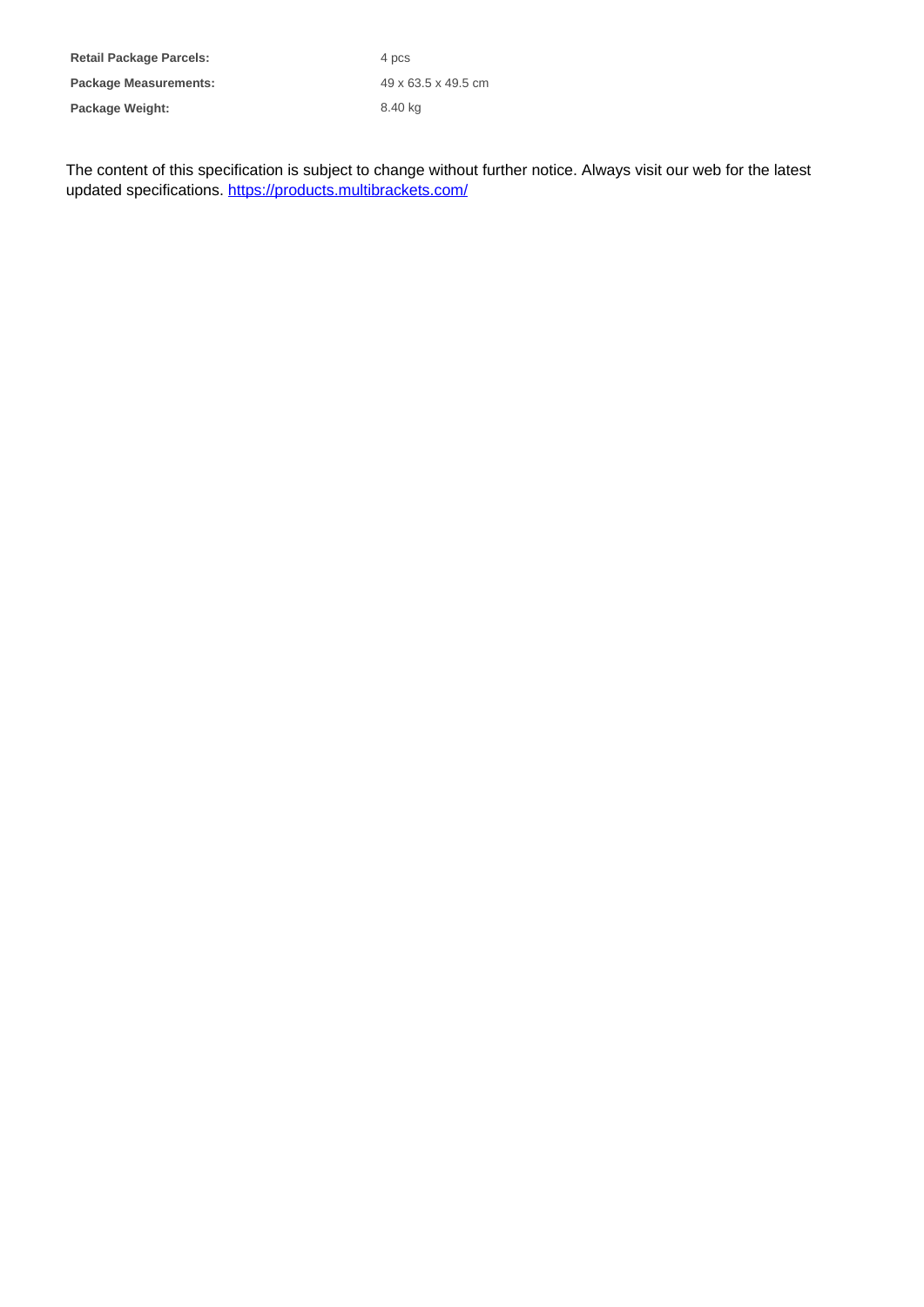| | |
|---|---|
| **Retail Package Parcels:** | 4 pcs |
| **Package Measurements:** | 49 x 63.5 x 49.5 cm |
| **Package Weight:** | 8.40 kg |

The content of this specification is subject to change without further notice. Always visit our web for the latest updated specifications. [https://products.multibrackets.com/](https://products.multibrackets.com/)